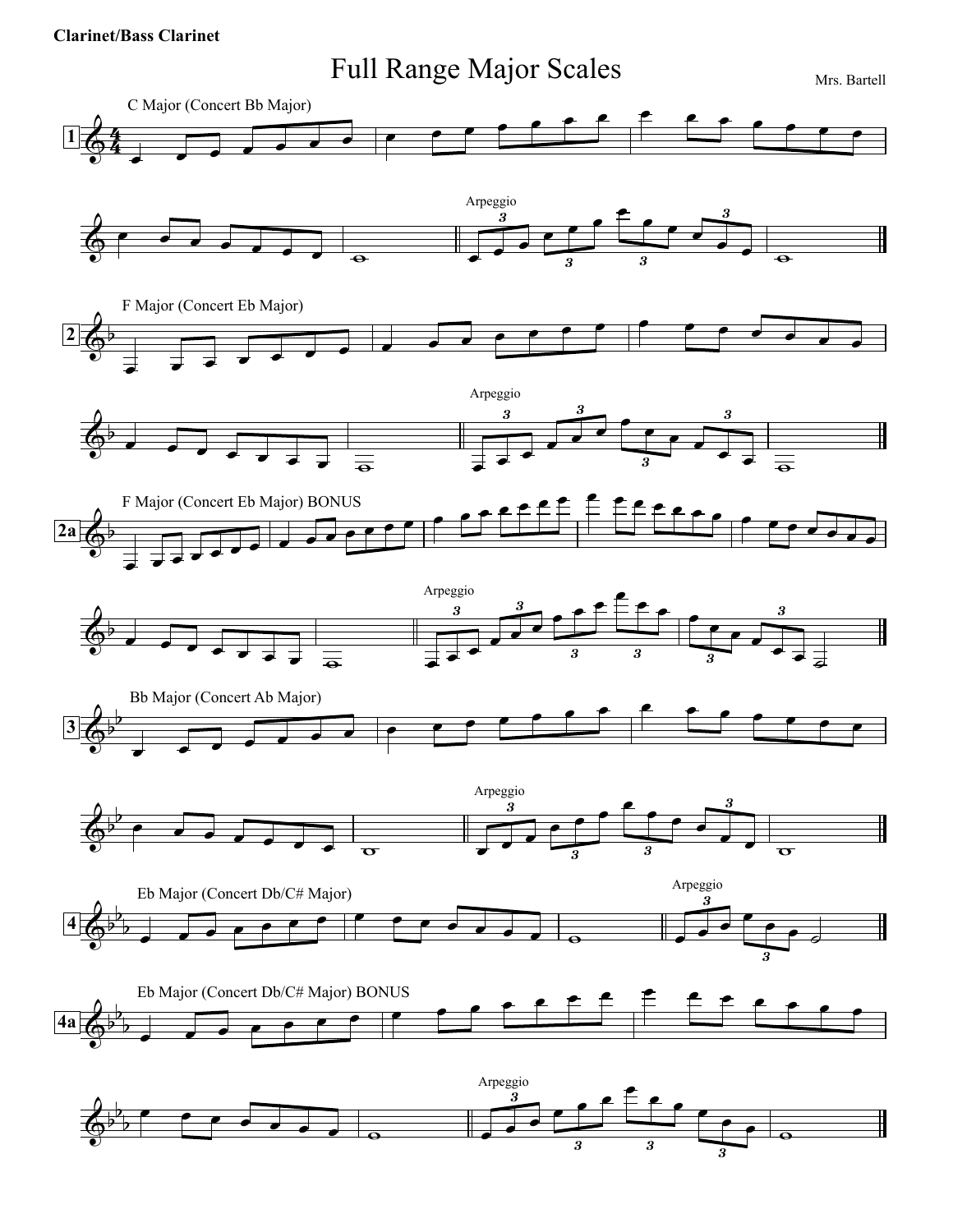**Clarinet/Bass Clarinet**

# Full Range Major Scales

Mrs. Bartell

**1** C Major (Concert Bb Major)

Arpeggio

**2** F Major (Concert Eb Major)

Arpeggio

**2a** F Major (Concert Eb Major) BONUS

Arpeggio

**3** Bb Major (Concert Ab Major)

Arpeggio

**4** Eb Major (Concert Db/C# Major)

Arpeggio

**4a** Eb Major (Concert Db/C# Major) BONUS

Arpeggio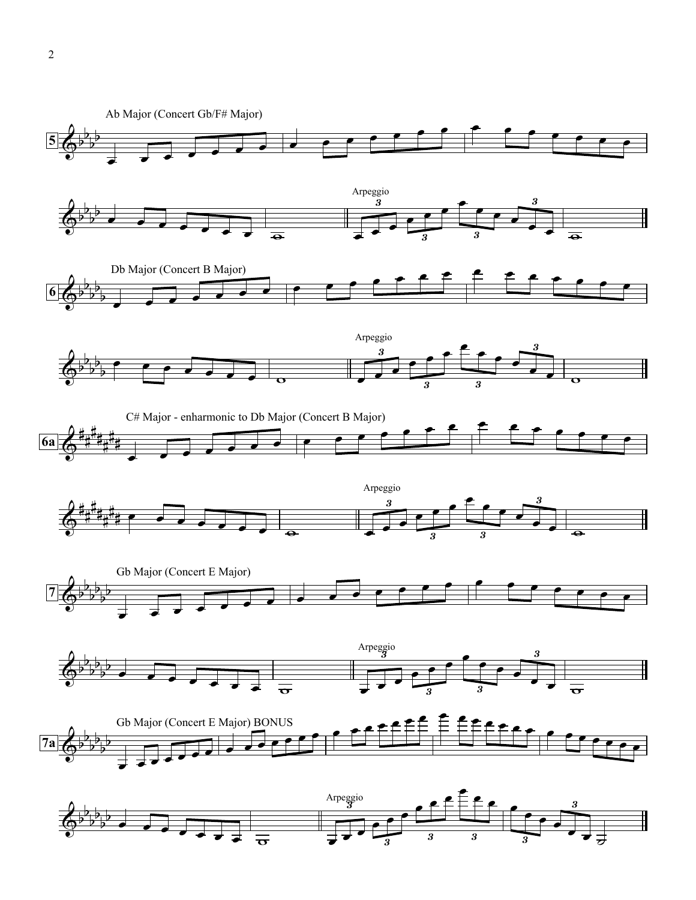Ab Major (Concert Gb/F# Major)

5

Arpeggio

Db Major (Concert B Major)

6

Arpeggio

C# Major - enharmonic to Db Major (Concert B Major)

6a

Arpeggio

Gb Major (Concert E Major)

7

Arpeggio

Gb Major (Concert E Major) BONUS

7a

Arpeggio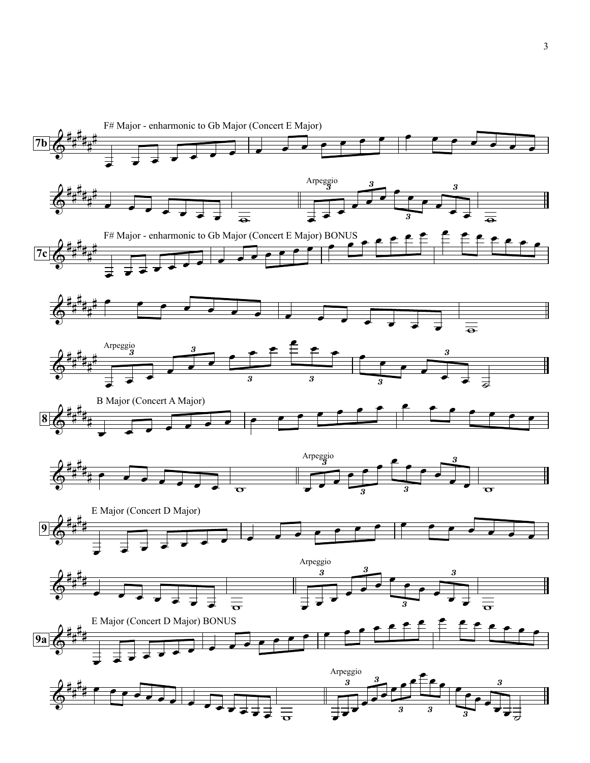**7b** F# Major - enharmonic to Gb Major (Concert E Major)

Arpeggio

**7c** F# Major - enharmonic to Gb Major (Concert E Major) BONUS

Arpeggio

**8** B Major (Concert A Major)

Arpeggio

**9** E Major (Concert D Major)

Arpeggio

**9a** E Major (Concert D Major) BONUS

Arpeggio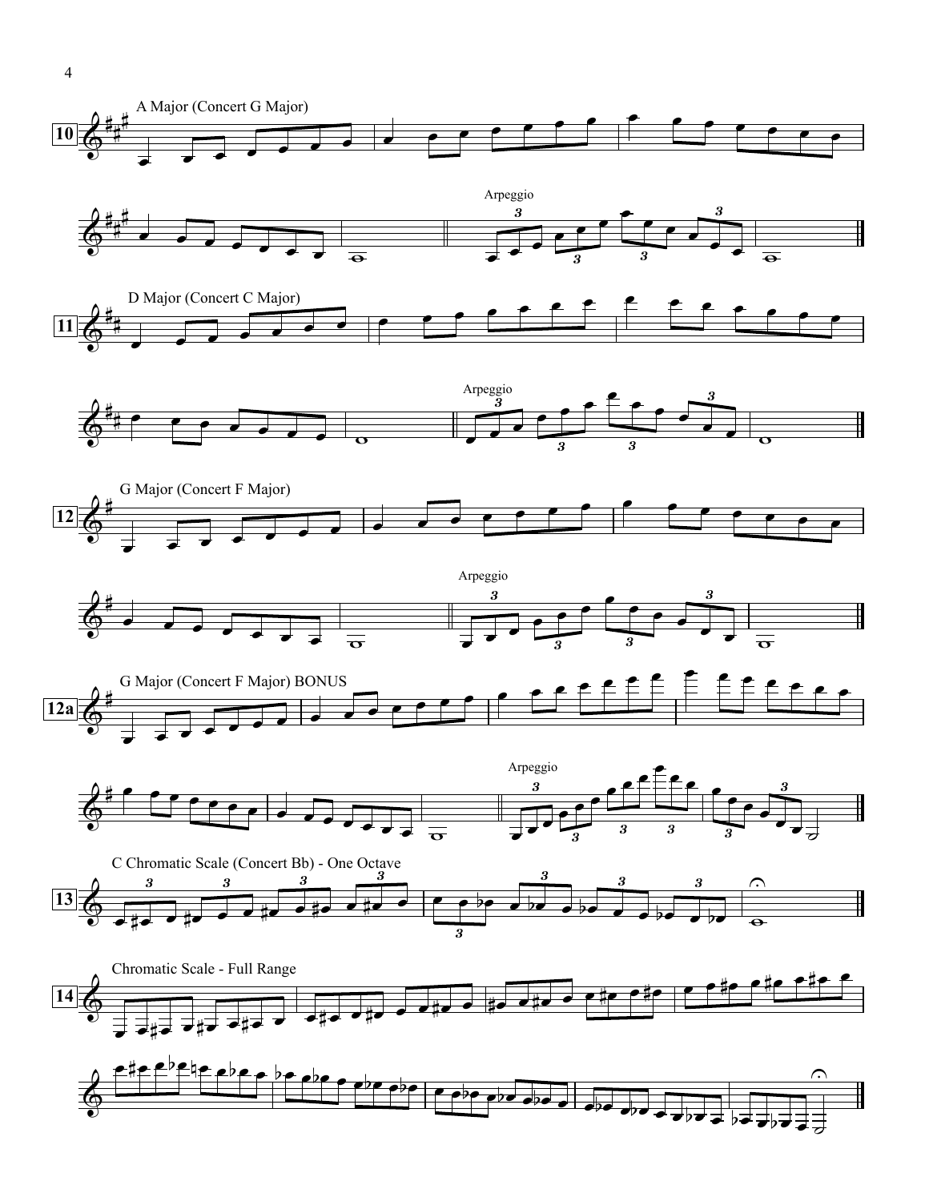**10** A Major (Concert G Major)

Arpeggio

**11** D Major (Concert C Major)

Arpeggio

**12** G Major (Concert F Major)

Arpeggio

**12a** G Major (Concert F Major) BONUS

Arpeggio

**13** C Chromatic Scale (Concert Bb) - One Octave

**14** Chromatic Scale - Full Range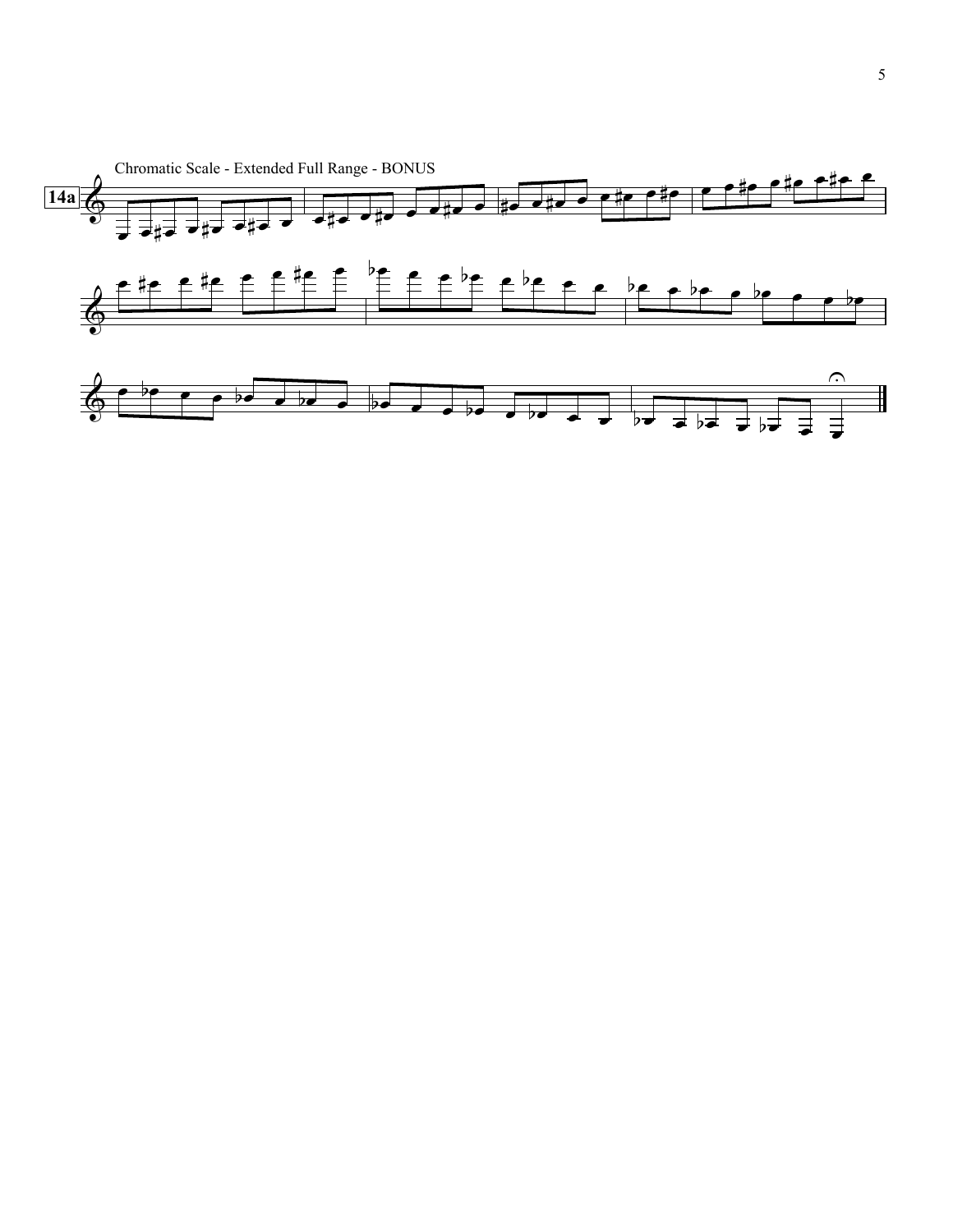**14a**

Chromatic Scale - Extended Full Range - BONUS